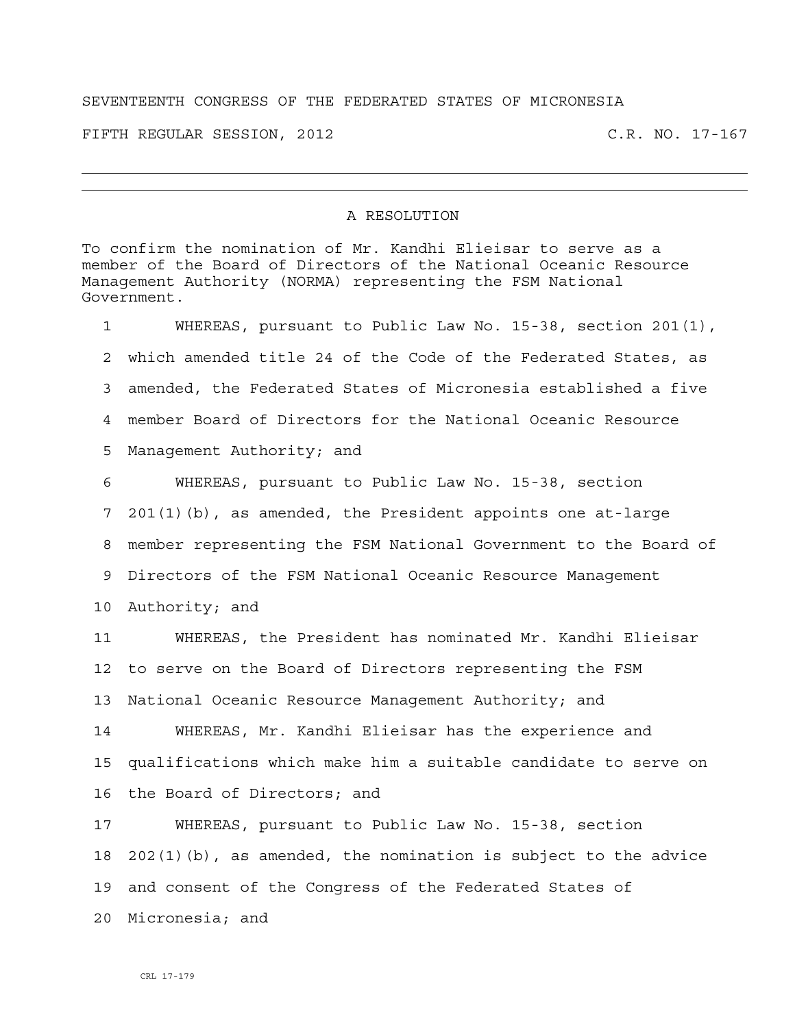SEVENTEENTH CONGRESS OF THE FEDERATED STATES OF MICRONESIA

FIFTH REGULAR SESSION, 2012 C.R. NO. 17-167

---

## A RESOLUTION

To confirm the nomination of Mr. Kandhi Elieisar to serve as a member of the Board of Directors of the National Oceanic Resource Management Authority (NORMA) representing the FSM National Government.

1 WHEREAS, pursuant to Public Law No. 15-38, section 201(1),
2 which amended title 24 of the Code of the Federated States, as
3 amended, the Federated States of Micronesia established a five
4 member Board of Directors for the National Oceanic Resource
5 Management Authority; and

6 WHEREAS, pursuant to Public Law No. 15-38, section
7 201(1)(b), as amended, the President appoints one at-large
8 member representing the FSM National Government to the Board of
9 Directors of the FSM National Oceanic Resource Management
10 Authority; and

11 WHEREAS, the President has nominated Mr. Kandhi Elieisar
12 to serve on the Board of Directors representing the FSM
13 National Oceanic Resource Management Authority; and

14 WHEREAS, Mr. Kandhi Elieisar has the experience and
15 qualifications which make him a suitable candidate to serve on
16 the Board of Directors; and

17 WHEREAS, pursuant to Public Law No. 15-38, section
18 202(1)(b), as amended, the nomination is subject to the advice
19 and consent of the Congress of the Federated States of
20 Micronesia; and

CRL 17-179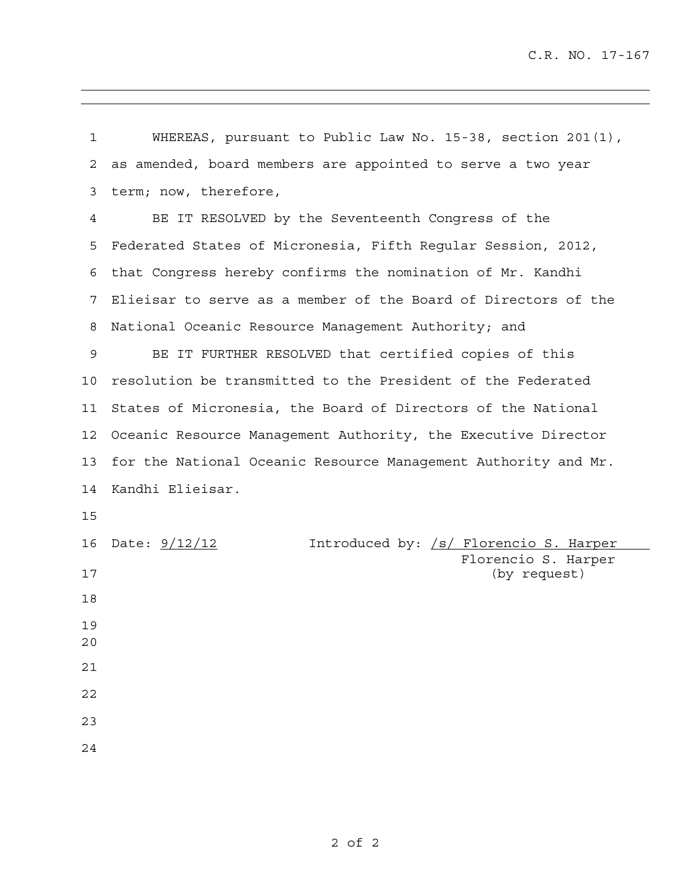WHEREAS, pursuant to Public Law No. 15-38, section 201(1), as amended, board members are appointed to serve a two year term; now, therefore,

BE IT RESOLVED by the Seventeenth Congress of the Federated States of Micronesia, Fifth Regular Session, 2012, that Congress hereby confirms the nomination of Mr. Kandhi Elieisar to serve as a member of the Board of Directors of the National Oceanic Resource Management Authority; and

BE IT FURTHER RESOLVED that certified copies of this resolution be transmitted to the President of the Federated States of Micronesia, the Board of Directors of the National Oceanic Resource Management Authority, the Executive Director for the National Oceanic Resource Management Authority and Mr. Kandhi Elieisar.

Date: 9/12/12

Introduced by: /s/ Florencio S. Harper
Florencio S. Harper
(by request)